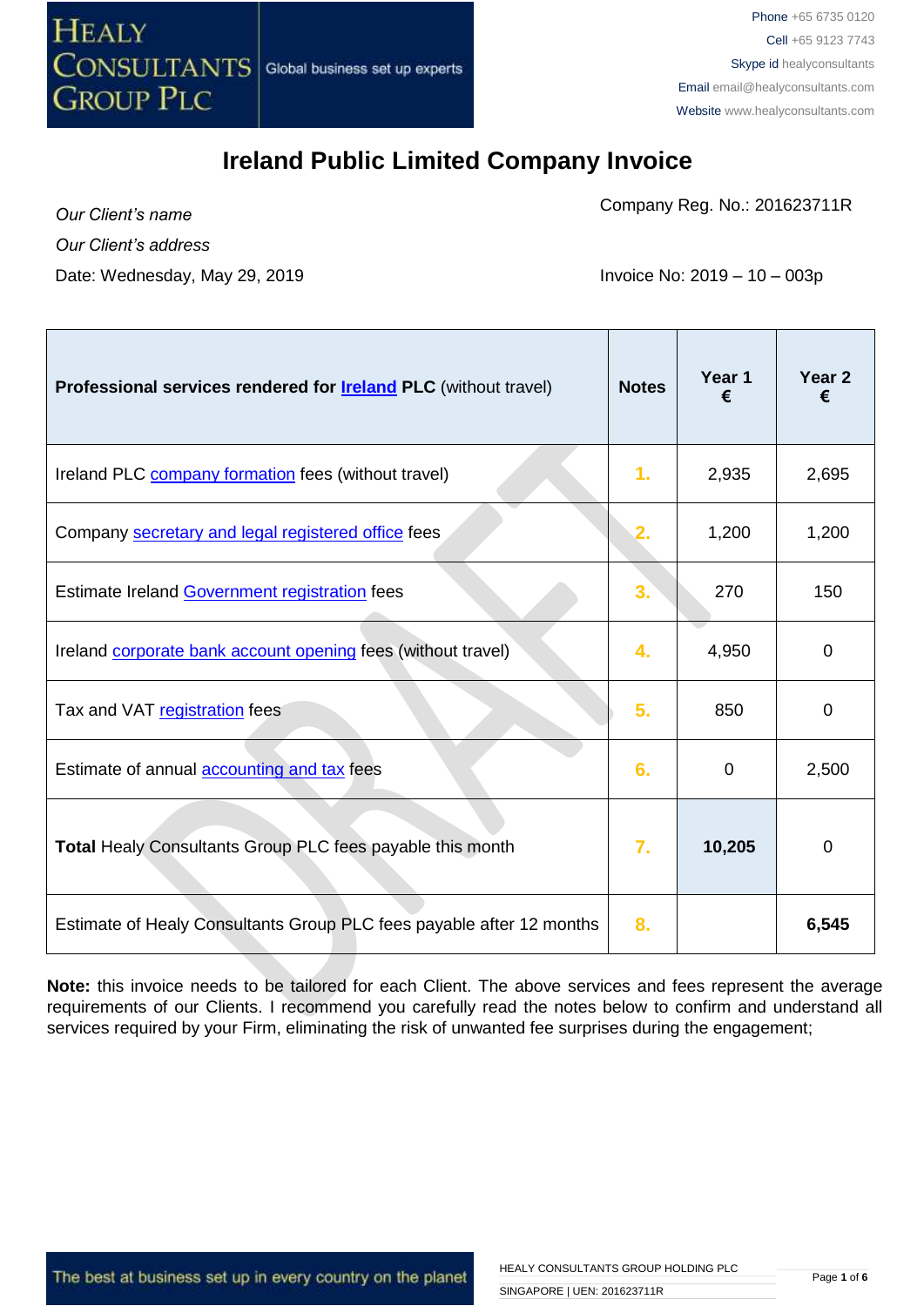# Ireland Public Limited Company Invoice

*Our Client's name*

*Our Client's address*

Date: Wednesday, May 29, 2019

Company Reg. No.: 201623711R

Invoice No: 2019 – 10 – 003p

| **Professional services rendered for Ireland PLC** (without travel) | **Notes** | **Year 1 €** | **Year 2 €** |
|---|---|---|---|
| Ireland PLC company formation fees (without travel) | 1. | 2,935 | 2,695 |
| Company secretary and legal registered office fees | 2. | 1,200 | 1,200 |
| Estimate Ireland Government registration fees | 3. | 270 | 150 |
| Ireland corporate bank account opening fees (without travel) | 4. | 4,950 | 0 |
| Tax and VAT registration fees | 5. | 850 | 0 |
| Estimate of annual accounting and tax fees | 6. | 0 | 2,500 |
| **Total** Healy Consultants Group PLC fees payable this month | 7. | **10,205** | 0 |
| Estimate of Healy Consultants Group PLC fees payable after 12 months | 8. | | **6,545** |

**Note:** this invoice needs to be tailored for each Client. The above services and fees represent the average requirements of our Clients. I recommend you carefully read the notes below to confirm and understand all services required by your Firm, eliminating the risk of unwanted fee surprises during the engagement;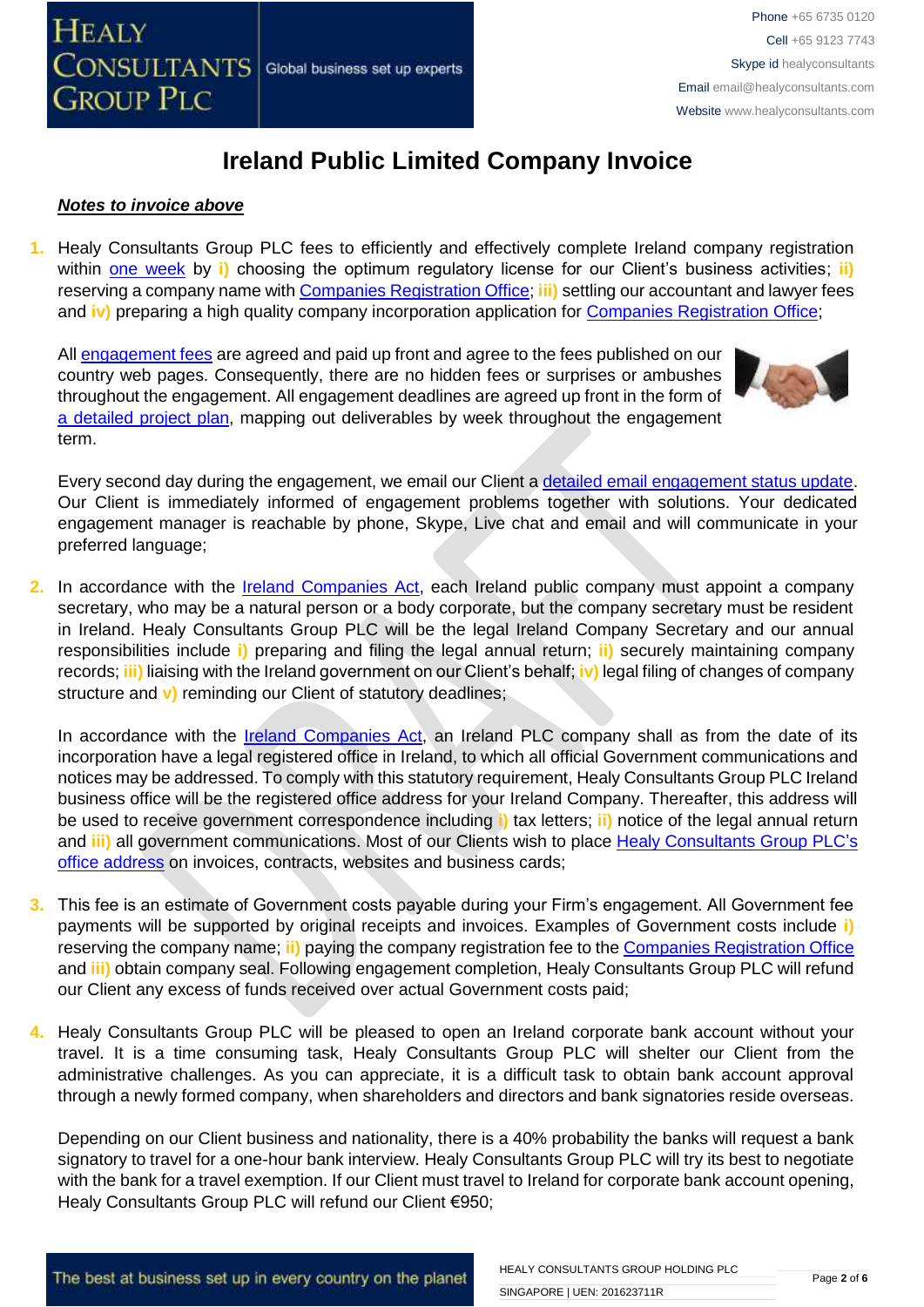# Ireland Public Limited Company Invoice

***Notes to invoice above***

1. Healy Consultants Group PLC fees to efficiently and effectively complete Ireland company registration within one week by **i)** choosing the optimum regulatory license for our Client's business activities; **ii)** reserving a company name with Companies Registration Office; **iii)** settling our accountant and lawyer fees and **iv)** preparing a high quality company incorporation application for Companies Registration Office;

   All engagement fees are agreed and paid up front and agree to the fees published on our country web pages. Consequently, there are no hidden fees or surprises or ambushes throughout the engagement. All engagement deadlines are agreed up front in the form of a detailed project plan, mapping out deliverables by week throughout the engagement term.

   Every second day during the engagement, we email our Client a detailed email engagement status update. Our Client is immediately informed of engagement problems together with solutions. Your dedicated engagement manager is reachable by phone, Skype, Live chat and email and will communicate in your preferred language;

2. In accordance with the Ireland Companies Act, each Ireland public company must appoint a company secretary, who may be a natural person or a body corporate, but the company secretary must be resident in Ireland. Healy Consultants Group PLC will be the legal Ireland Company Secretary and our annual responsibilities include **i)** preparing and filing the legal annual return; **ii)** securely maintaining company records; **iii)** liaising with the Ireland government on our Client's behalf; **iv)** legal filing of changes of company structure and **v)** reminding our Client of statutory deadlines;

   In accordance with the Ireland Companies Act, an Ireland PLC company shall as from the date of its incorporation have a legal registered office in Ireland, to which all official Government communications and notices may be addressed. To comply with this statutory requirement, Healy Consultants Group PLC Ireland business office will be the registered office address for your Ireland Company. Thereafter, this address will be used to receive government correspondence including **i)** tax letters; **ii)** notice of the legal annual return and **iii)** all government communications. Most of our Clients wish to place Healy Consultants Group PLC's office address on invoices, contracts, websites and business cards;

3. This fee is an estimate of Government costs payable during your Firm's engagement. All Government fee payments will be supported by original receipts and invoices. Examples of Government costs include **i)** reserving the company name; **ii)** paying the company registration fee to the Companies Registration Office and **iii)** obtain company seal. Following engagement completion, Healy Consultants Group PLC will refund our Client any excess of funds received over actual Government costs paid;

4. Healy Consultants Group PLC will be pleased to open an Ireland corporate bank account without your travel. It is a time consuming task, Healy Consultants Group PLC will shelter our Client from the administrative challenges. As you can appreciate, it is a difficult task to obtain bank account approval through a newly formed company, when shareholders and directors and bank signatories reside overseas.

   Depending on our Client business and nationality, there is a 40% probability the banks will request a bank signatory to travel for a one-hour bank interview. Healy Consultants Group PLC will try its best to negotiate with the bank for a travel exemption. If our Client must travel to Ireland for corporate bank account opening, Healy Consultants Group PLC will refund our Client €950;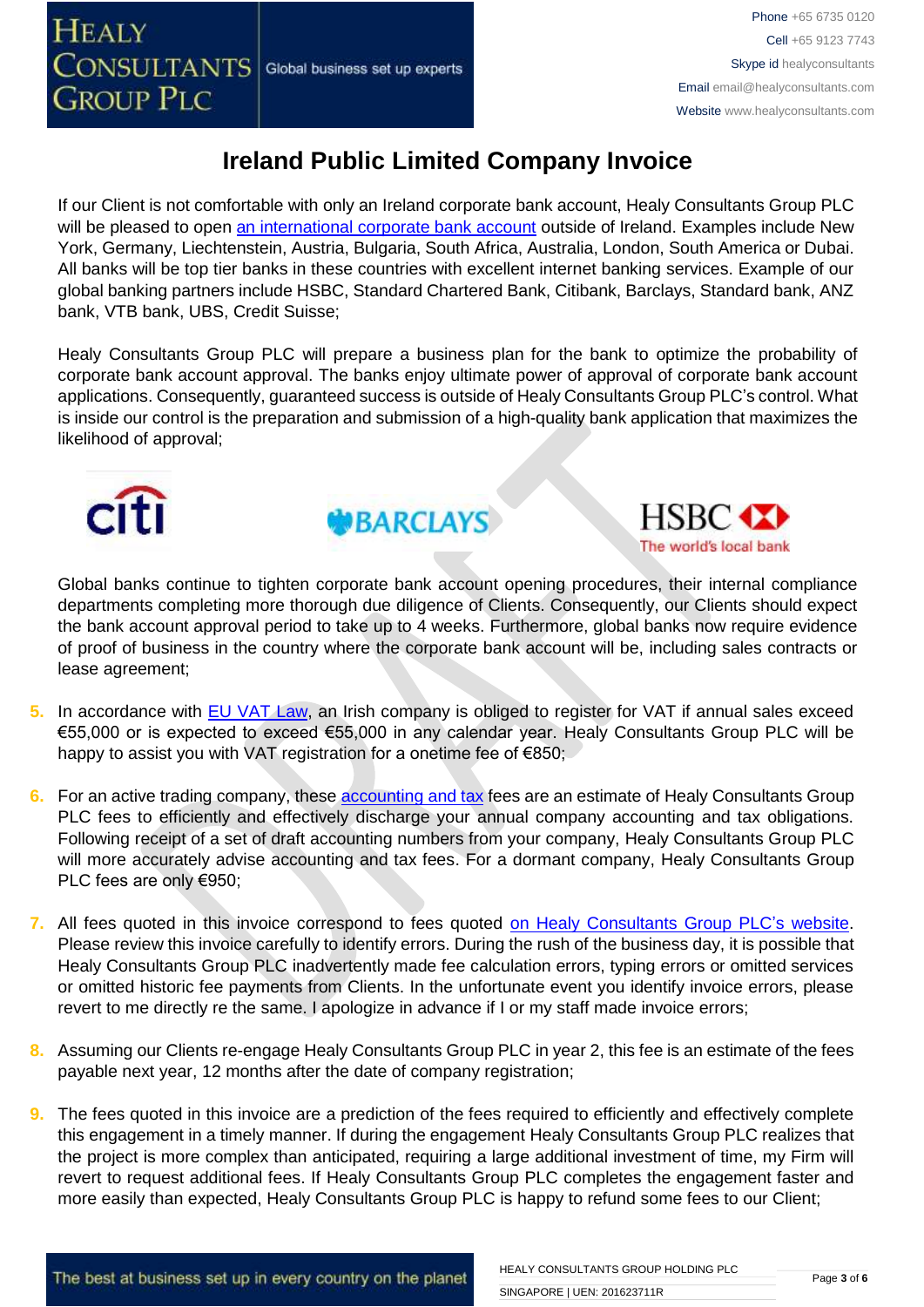# Ireland Public Limited Company Invoice

If our Client is not comfortable with only an Ireland corporate bank account, Healy Consultants Group PLC will be pleased to open an international corporate bank account outside of Ireland. Examples include New York, Germany, Liechtenstein, Austria, Bulgaria, South Africa, Australia, London, South America or Dubai. All banks will be top tier banks in these countries with excellent internet banking services. Example of our global banking partners include HSBC, Standard Chartered Bank, Citibank, Barclays, Standard bank, ANZ bank, VTB bank, UBS, Credit Suisse;

Healy Consultants Group PLC will prepare a business plan for the bank to optimize the probability of corporate bank account approval. The banks enjoy ultimate power of approval of corporate bank account applications. Consequently, guaranteed success is outside of Healy Consultants Group PLC's control. What is inside our control is the preparation and submission of a high-quality bank application that maximizes the likelihood of approval;

Global banks continue to tighten corporate bank account opening procedures, their internal compliance departments completing more thorough due diligence of Clients. Consequently, our Clients should expect the bank account approval period to take up to 4 weeks. Furthermore, global banks now require evidence of proof of business in the country where the corporate bank account will be, including sales contracts or lease agreement;

5. In accordance with EU VAT Law, an Irish company is obliged to register for VAT if annual sales exceed €55,000 or is expected to exceed €55,000 in any calendar year. Healy Consultants Group PLC will be happy to assist you with VAT registration for a onetime fee of €850;

6. For an active trading company, these accounting and tax fees are an estimate of Healy Consultants Group PLC fees to efficiently and effectively discharge your annual company accounting and tax obligations. Following receipt of a set of draft accounting numbers from your company, Healy Consultants Group PLC will more accurately advise accounting and tax fees. For a dormant company, Healy Consultants Group PLC fees are only €950;

7. All fees quoted in this invoice correspond to fees quoted on Healy Consultants Group PLC's website. Please review this invoice carefully to identify errors. During the rush of the business day, it is possible that Healy Consultants Group PLC inadvertently made fee calculation errors, typing errors or omitted services or omitted historic fee payments from Clients. In the unfortunate event you identify invoice errors, please revert to me directly re the same. I apologize in advance if I or my staff made invoice errors;

8. Assuming our Clients re-engage Healy Consultants Group PLC in year 2, this fee is an estimate of the fees payable next year, 12 months after the date of company registration;

9. The fees quoted in this invoice are a prediction of the fees required to efficiently and effectively complete this engagement in a timely manner. If during the engagement Healy Consultants Group PLC realizes that the project is more complex than anticipated, requiring a large additional investment of time, my Firm will revert to request additional fees. If Healy Consultants Group PLC completes the engagement faster and more easily than expected, Healy Consultants Group PLC is happy to refund some fees to our Client;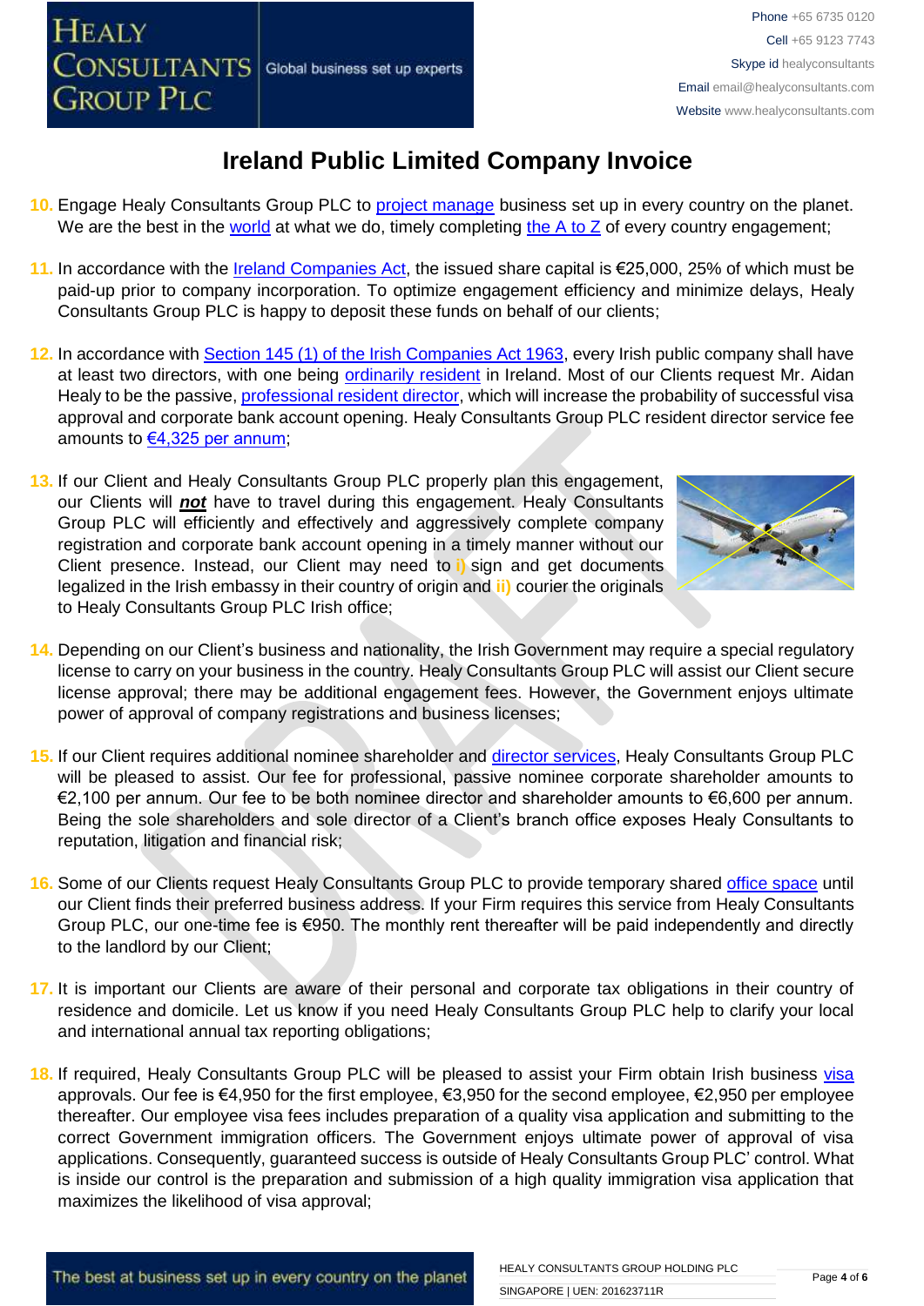# Ireland Public Limited Company Invoice

10. Engage Healy Consultants Group PLC to project manage business set up in every country on the planet. We are the best in the world at what we do, timely completing the A to Z of every country engagement;

11. In accordance with the Ireland Companies Act, the issued share capital is €25,000, 25% of which must be paid-up prior to company incorporation. To optimize engagement efficiency and minimize delays, Healy Consultants Group PLC is happy to deposit these funds on behalf of our clients;

12. In accordance with Section 145 (1) of the Irish Companies Act 1963, every Irish public company shall have at least two directors, with one being ordinarily resident in Ireland. Most of our Clients request Mr. Aidan Healy to be the passive, professional resident director, which will increase the probability of successful visa approval and corporate bank account opening. Healy Consultants Group PLC resident director service fee amounts to €4,325 per annum;

13. If our Client and Healy Consultants Group PLC properly plan this engagement, our Clients will ***not*** have to travel during this engagement. Healy Consultants Group PLC will efficiently and effectively and aggressively complete company registration and corporate bank account opening in a timely manner without our Client presence. Instead, our Client may need to i) sign and get documents legalized in the Irish embassy in their country of origin and ii) courier the originals to Healy Consultants Group PLC Irish office;

14. Depending on our Client's business and nationality, the Irish Government may require a special regulatory license to carry on your business in the country. Healy Consultants Group PLC will assist our Client secure license approval; there may be additional engagement fees. However, the Government enjoys ultimate power of approval of company registrations and business licenses;

15. If our Client requires additional nominee shareholder and director services, Healy Consultants Group PLC will be pleased to assist. Our fee for professional, passive nominee corporate shareholder amounts to €2,100 per annum. Our fee to be both nominee director and shareholder amounts to €6,600 per annum. Being the sole shareholders and sole director of a Client's branch office exposes Healy Consultants to reputation, litigation and financial risk;

16. Some of our Clients request Healy Consultants Group PLC to provide temporary shared office space until our Client finds their preferred business address. If your Firm requires this service from Healy Consultants Group PLC, our one-time fee is €950. The monthly rent thereafter will be paid independently and directly to the landlord by our Client;

17. It is important our Clients are aware of their personal and corporate tax obligations in their country of residence and domicile. Let us know if you need Healy Consultants Group PLC help to clarify your local and international annual tax reporting obligations;

18. If required, Healy Consultants Group PLC will be pleased to assist your Firm obtain Irish business visa approvals. Our fee is €4,950 for the first employee, €3,950 for the second employee, €2,950 per employee thereafter. Our employee visa fees includes preparation of a quality visa application and submitting to the correct Government immigration officers. The Government enjoys ultimate power of approval of visa applications. Consequently, guaranteed success is outside of Healy Consultants Group PLC' control. What is inside our control is the preparation and submission of a high quality immigration visa application that maximizes the likelihood of visa approval;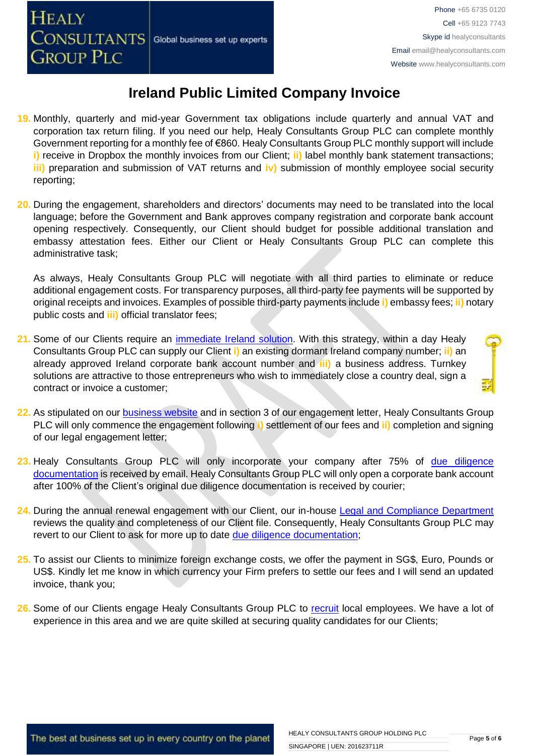# Ireland Public Limited Company Invoice

19. Monthly, quarterly and mid-year Government tax obligations include quarterly and annual VAT and corporation tax return filing. If you need our help, Healy Consultants Group PLC can complete monthly Government reporting for a monthly fee of €860. Healy Consultants Group PLC monthly support will include **i)** receive in Dropbox the monthly invoices from our Client; **ii)** label monthly bank statement transactions; **iii)** preparation and submission of VAT returns and **iv)** submission of monthly employee social security reporting;

20. During the engagement, shareholders and directors' documents may need to be translated into the local language; before the Government and Bank approves company registration and corporate bank account opening respectively. Consequently, our Client should budget for possible additional translation and embassy attestation fees. Either our Client or Healy Consultants Group PLC can complete this administrative task;

    As always, Healy Consultants Group PLC will negotiate with all third parties to eliminate or reduce additional engagement costs. For transparency purposes, all third-party fee payments will be supported by original receipts and invoices. Examples of possible third-party payments include **i)** embassy fees; **ii)** notary public costs and **iii)** official translator fees;

21. Some of our Clients require an [immediate Ireland solution](). With this strategy, within a day Healy Consultants Group PLC can supply our Client **i)** an existing dormant Ireland company number; **ii)** an already approved Ireland corporate bank account number and **iii)** a business address. Turnkey solutions are attractive to those entrepreneurs who wish to immediately close a country deal, sign a contract or invoice a customer;

22. As stipulated on our [business website]() and in section 3 of our engagement letter, Healy Consultants Group PLC will only commence the engagement following **i)** settlement of our fees and **ii)** completion and signing of our legal engagement letter;

23. Healy Consultants Group PLC will only incorporate your company after 75% of [due diligence documentation]() is received by email. Healy Consultants Group PLC will only open a corporate bank account after 100% of the Client's original due diligence documentation is received by courier;

24. During the annual renewal engagement with our Client, our in-house [Legal and Compliance Department]() reviews the quality and completeness of our Client file. Consequently, Healy Consultants Group PLC may revert to our Client to ask for more up to date [due diligence documentation]();

25. To assist our Clients to minimize foreign exchange costs, we offer the payment in SG$, Euro, Pounds or US$. Kindly let me know in which currency your Firm prefers to settle our fees and I will send an updated invoice, thank you;

26. Some of our Clients engage Healy Consultants Group PLC to [recruit]() local employees. We have a lot of experience in this area and we are quite skilled at securing quality candidates for our Clients;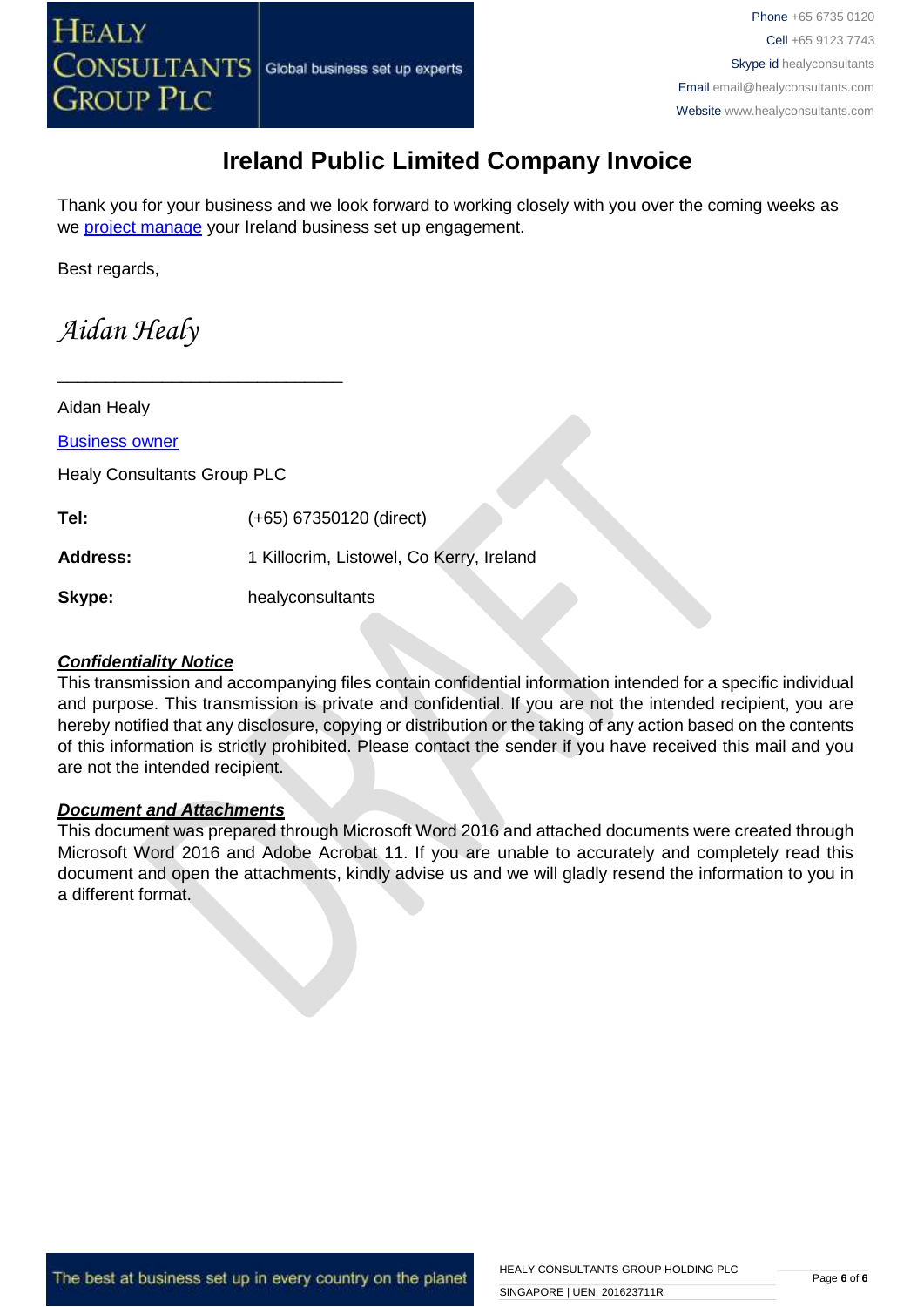# Ireland Public Limited Company Invoice

Thank you for your business and we look forward to working closely with you over the coming weeks as we project manage your Ireland business set up engagement.

Best regards,

*Aidan Healy*

_____________________________

Aidan Healy

Business owner

Healy Consultants Group PLC

| | |
|---|---|
| **Tel:** | (+65) 67350120 (direct) |
| **Address:** | 1 Killocrim, Listowel, Co Kerry, Ireland |
| **Skype:** | healyconsultants |

***Confidentiality Notice***

This transmission and accompanying files contain confidential information intended for a specific individual and purpose. This transmission is private and confidential. If you are not the intended recipient, you are hereby notified that any disclosure, copying or distribution or the taking of any action based on the contents of this information is strictly prohibited. Please contact the sender if you have received this mail and you are not the intended recipient.

***Document and Attachments***

This document was prepared through Microsoft Word 2016 and attached documents were created through Microsoft Word 2016 and Adobe Acrobat 11. If you are unable to accurately and completely read this document and open the attachments, kindly advise us and we will gladly resend the information to you in a different format.